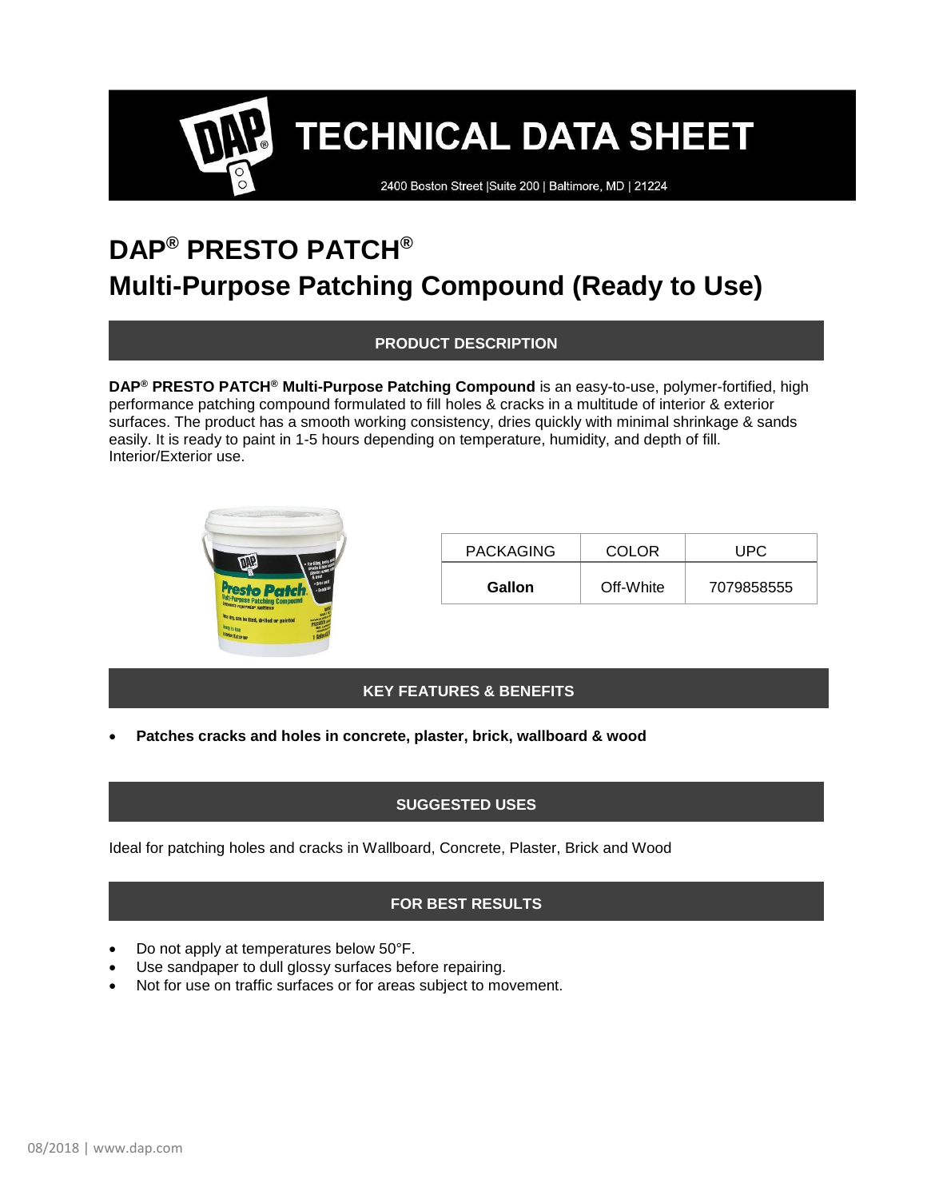# TECHNICAL DATA SHEET

2400 Boston Street |Suite 200 | Baltimore, MD | 21224

# DAP® PRESTO PATCH®
# Multi-Purpose Patching Compound (Ready to Use)

## PRODUCT DESCRIPTION

**DAP® PRESTO PATCH® Multi-Purpose Patching Compound** is an easy-to-use, polymer-fortified, high performance patching compound formulated to fill holes & cracks in a multitude of interior & exterior surfaces. The product has a smooth working consistency, dries quickly with minimal shrinkage & sands easily. It is ready to paint in 1-5 hours depending on temperature, humidity, and depth of fill. Interior/Exterior use.

| PACKAGING | COLOR | UPC |
|---|---|---|
| **Gallon** | Off-White | 7079858555 |

## KEY FEATURES & BENEFITS

- **Patches cracks and holes in concrete, plaster, brick, wallboard & wood**

## SUGGESTED USES

Ideal for patching holes and cracks in Wallboard, Concrete, Plaster, Brick and Wood

## FOR BEST RESULTS

- Do not apply at temperatures below 50°F.
- Use sandpaper to dull glossy surfaces before repairing.
- Not for use on traffic surfaces or for areas subject to movement.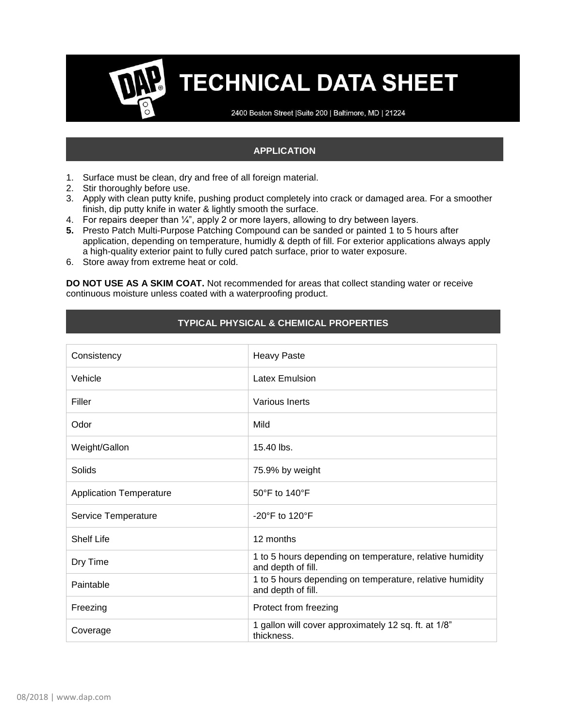# TECHNICAL DATA SHEET

2400 Boston Street |Suite 200 | Baltimore, MD | 21224

## APPLICATION

1. Surface must be clean, dry and free of all foreign material.
2. Stir thoroughly before use.
3. Apply with clean putty knife, pushing product completely into crack or damaged area. For a smoother finish, dip putty knife in water & lightly smooth the surface.
4. For repairs deeper than ¼", apply 2 or more layers, allowing to dry between layers.
5. Presto Patch Multi-Purpose Patching Compound can be sanded or painted 1 to 5 hours after application, depending on temperature, humidly & depth of fill. For exterior applications always apply a high-quality exterior paint to fully cured patch surface, prior to water exposure.
6. Store away from extreme heat or cold.

**DO NOT USE AS A SKIM COAT.** Not recommended for areas that collect standing water or receive continuous moisture unless coated with a waterproofing product.

## TYPICAL PHYSICAL & CHEMICAL PROPERTIES

| | |
|---|---|
| Consistency | Heavy Paste |
| Vehicle | Latex Emulsion |
| Filler | Various Inerts |
| Odor | Mild |
| Weight/Gallon | 15.40 lbs. |
| Solids | 75.9% by weight |
| Application Temperature | 50°F to 140°F |
| Service Temperature | -20°F to 120°F |
| Shelf Life | 12 months |
| Dry Time | 1 to 5 hours depending on temperature, relative humidity and depth of fill. |
| Paintable | 1 to 5 hours depending on temperature, relative humidity and depth of fill. |
| Freezing | Protect from freezing |
| Coverage | 1 gallon will cover approximately 12 sq. ft. at 1/8" thickness. |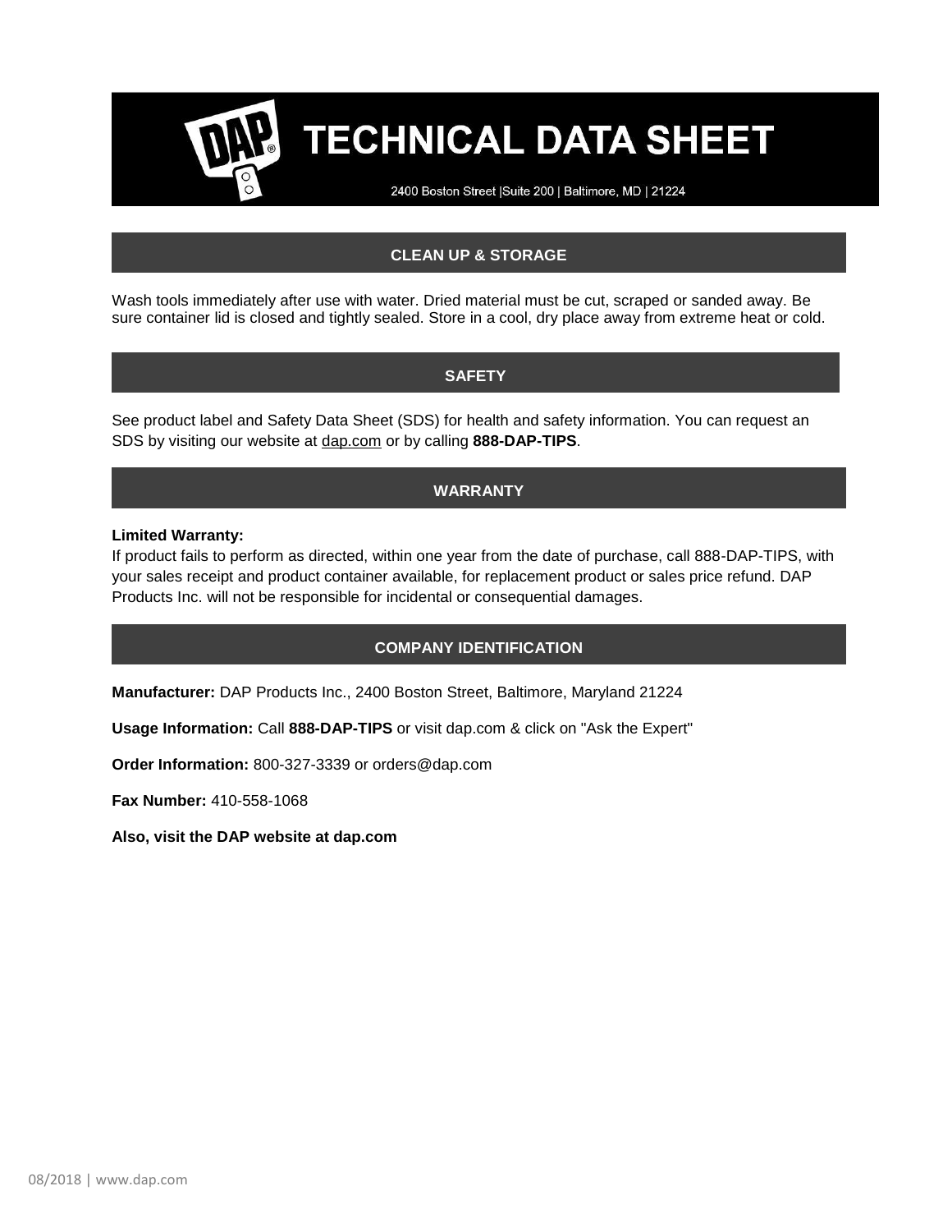# TECHNICAL DATA SHEET

2400 Boston Street |Suite 200 | Baltimore, MD | 21224

## CLEAN UP & STORAGE

Wash tools immediately after use with water. Dried material must be cut, scraped or sanded away. Be sure container lid is closed and tightly sealed. Store in a cool, dry place away from extreme heat or cold.

## SAFETY

See product label and Safety Data Sheet (SDS) for health and safety information. You can request an SDS by visiting our website at dap.com or by calling **888-DAP-TIPS**.

## WARRANTY

**Limited Warranty:**
If product fails to perform as directed, within one year from the date of purchase, call 888-DAP-TIPS, with your sales receipt and product container available, for replacement product or sales price refund. DAP Products Inc. will not be responsible for incidental or consequential damages.

## COMPANY IDENTIFICATION

**Manufacturer:** DAP Products Inc., 2400 Boston Street, Baltimore, Maryland 21224

**Usage Information:** Call **888-DAP-TIPS** or visit dap.com & click on "Ask the Expert"

**Order Information:** 800-327-3339 or orders@dap.com

**Fax Number:** 410-558-1068

**Also, visit the DAP website at dap.com**